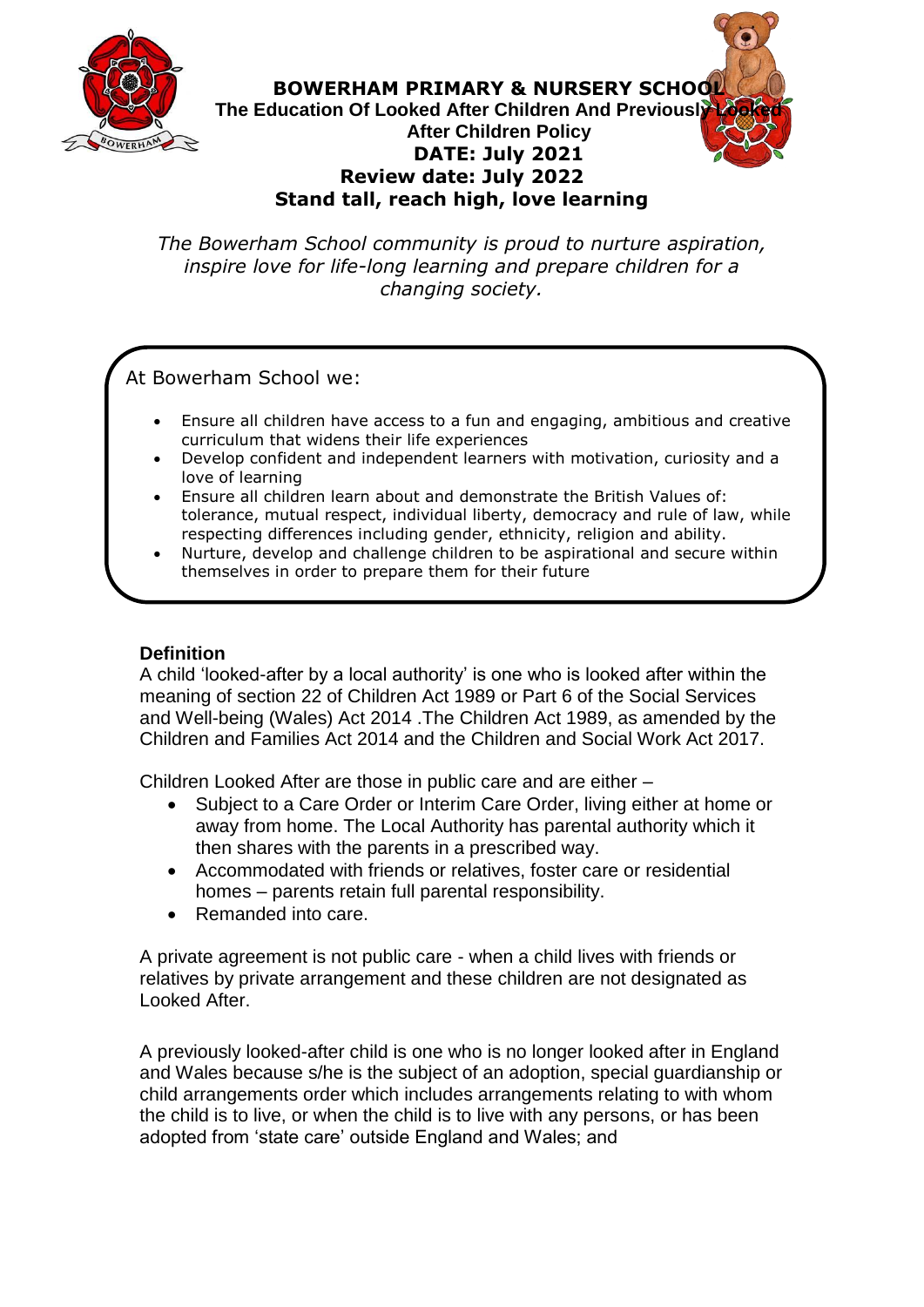# BOWERHAM PRIMARY & NURSERY SCHOOL

## The Education Of Looked After Children And Previously Looked After Children Policy

**DATE: July 2021**

**Review date: July 2022**

**Stand tall, reach high, love learning**

*The Bowerham School community is proud to nurture aspiration, inspire love for life-long learning and prepare children for a changing society.*

At Bowerham School we:

- Ensure all children have access to a fun and engaging, ambitious and creative curriculum that widens their life experiences
- Develop confident and independent learners with motivation, curiosity and a love of learning
- Ensure all children learn about and demonstrate the British Values of: tolerance, mutual respect, individual liberty, democracy and rule of law, while respecting differences including gender, ethnicity, religion and ability.
- Nurture, develop and challenge children to be aspirational and secure within themselves in order to prepare them for their future

### Definition

A child 'looked-after by a local authority' is one who is looked after within the meaning of section 22 of Children Act 1989 or Part 6 of the Social Services and Well-being (Wales) Act 2014 .The Children Act 1989, as amended by the Children and Families Act 2014 and the Children and Social Work Act 2017.

Children Looked After are those in public care and are either –

- Subject to a Care Order or Interim Care Order, living either at home or away from home. The Local Authority has parental authority which it then shares with the parents in a prescribed way.
- Accommodated with friends or relatives, foster care or residential homes – parents retain full parental responsibility.
- Remanded into care.

A private agreement is not public care - when a child lives with friends or relatives by private arrangement and these children are not designated as Looked After.

A previously looked-after child is one who is no longer looked after in England and Wales because s/he is the subject of an adoption, special guardianship or child arrangements order which includes arrangements relating to with whom the child is to live, or when the child is to live with any persons, or has been adopted from 'state care' outside England and Wales; and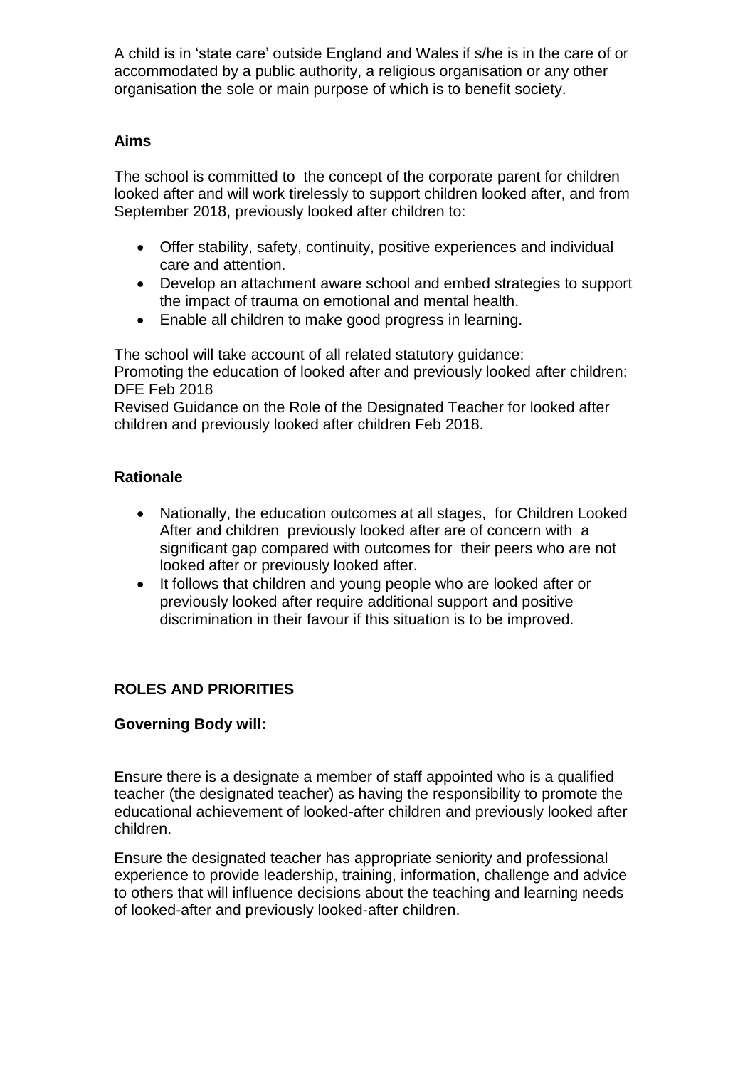A child is in 'state care' outside England and Wales if s/he is in the care of or accommodated by a public authority, a religious organisation or any other organisation the sole or main purpose of which is to benefit society.

**Aims**

The school is committed to the concept of the corporate parent for children looked after and will work tirelessly to support children looked after, and from September 2018, previously looked after children to:

- Offer stability, safety, continuity, positive experiences and individual care and attention.
- Develop an attachment aware school and embed strategies to support the impact of trauma on emotional and mental health.
- Enable all children to make good progress in learning.

The school will take account of all related statutory guidance:
Promoting the education of looked after and previously looked after children: DFE Feb 2018
Revised Guidance on the Role of the Designated Teacher for looked after children and previously looked after children Feb 2018.

**Rationale**

- Nationally, the education outcomes at all stages, for Children Looked After and children previously looked after are of concern with a significant gap compared with outcomes for their peers who are not looked after or previously looked after.
- It follows that children and young people who are looked after or previously looked after require additional support and positive discrimination in their favour if this situation is to be improved.

**ROLES AND PRIORITIES**

**Governing Body will:**

Ensure there is a designate a member of staff appointed who is a qualified teacher (the designated teacher) as having the responsibility to promote the educational achievement of looked-after children and previously looked after children.

Ensure the designated teacher has appropriate seniority and professional experience to provide leadership, training, information, challenge and advice to others that will influence decisions about the teaching and learning needs of looked-after and previously looked-after children.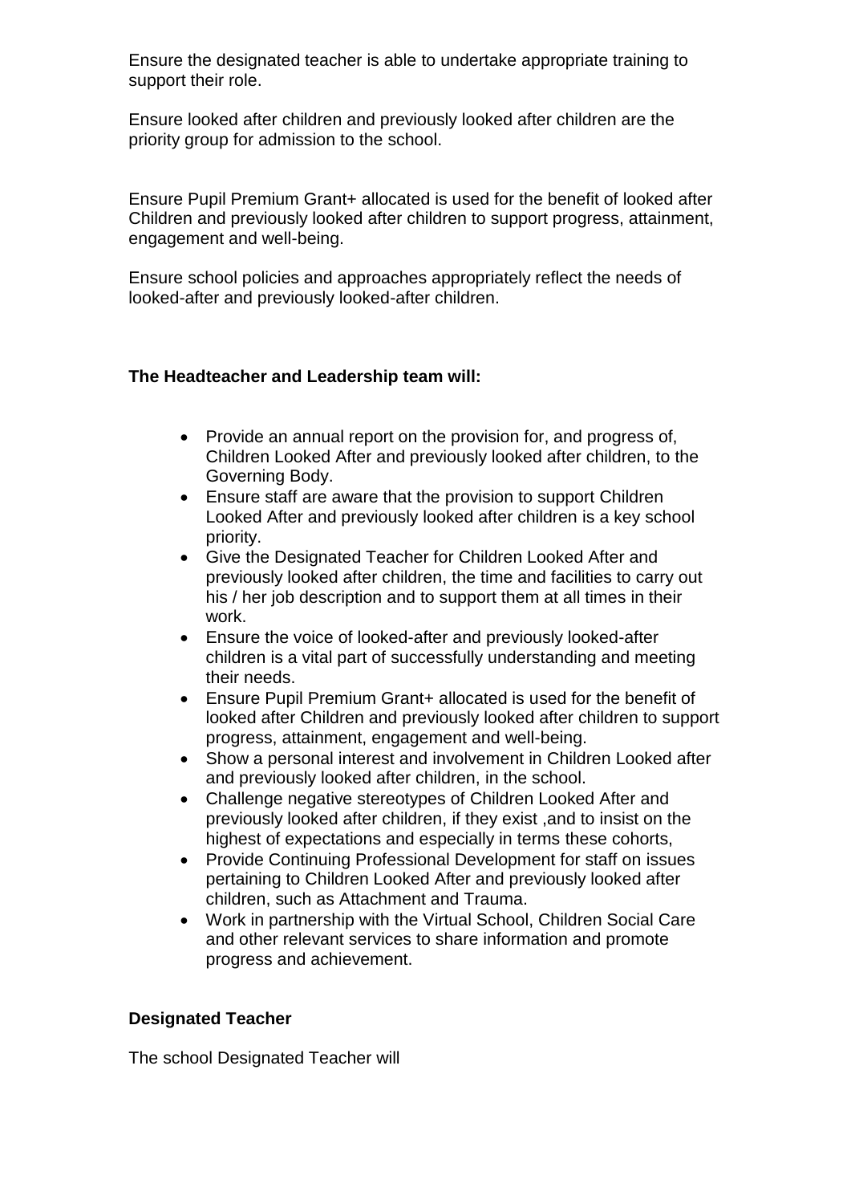Ensure the designated teacher is able to undertake appropriate training to support their role.

Ensure looked after children and previously looked after children are the priority group for admission to the school.

Ensure Pupil Premium Grant+ allocated is used for the benefit of looked after Children and previously looked after children to support progress, attainment, engagement and well-being.

Ensure school policies and approaches appropriately reflect the needs of looked-after and previously looked-after children.

**The Headteacher and Leadership team will:**

- Provide an annual report on the provision for, and progress of, Children Looked After and previously looked after children, to the Governing Body.
- Ensure staff are aware that the provision to support Children Looked After and previously looked after children is a key school priority.
- Give the Designated Teacher for Children Looked After and previously looked after children, the time and facilities to carry out his / her job description and to support them at all times in their work.
- Ensure the voice of looked-after and previously looked-after children is a vital part of successfully understanding and meeting their needs.
- Ensure Pupil Premium Grant+ allocated is used for the benefit of looked after Children and previously looked after children to support progress, attainment, engagement and well-being.
- Show a personal interest and involvement in Children Looked after and previously looked after children, in the school.
- Challenge negative stereotypes of Children Looked After and previously looked after children, if they exist ,and to insist on the highest of expectations and especially in terms these cohorts,
- Provide Continuing Professional Development for staff on issues pertaining to Children Looked After and previously looked after children, such as Attachment and Trauma.
- Work in partnership with the Virtual School, Children Social Care and other relevant services to share information and promote progress and achievement.

**Designated Teacher**

The school Designated Teacher will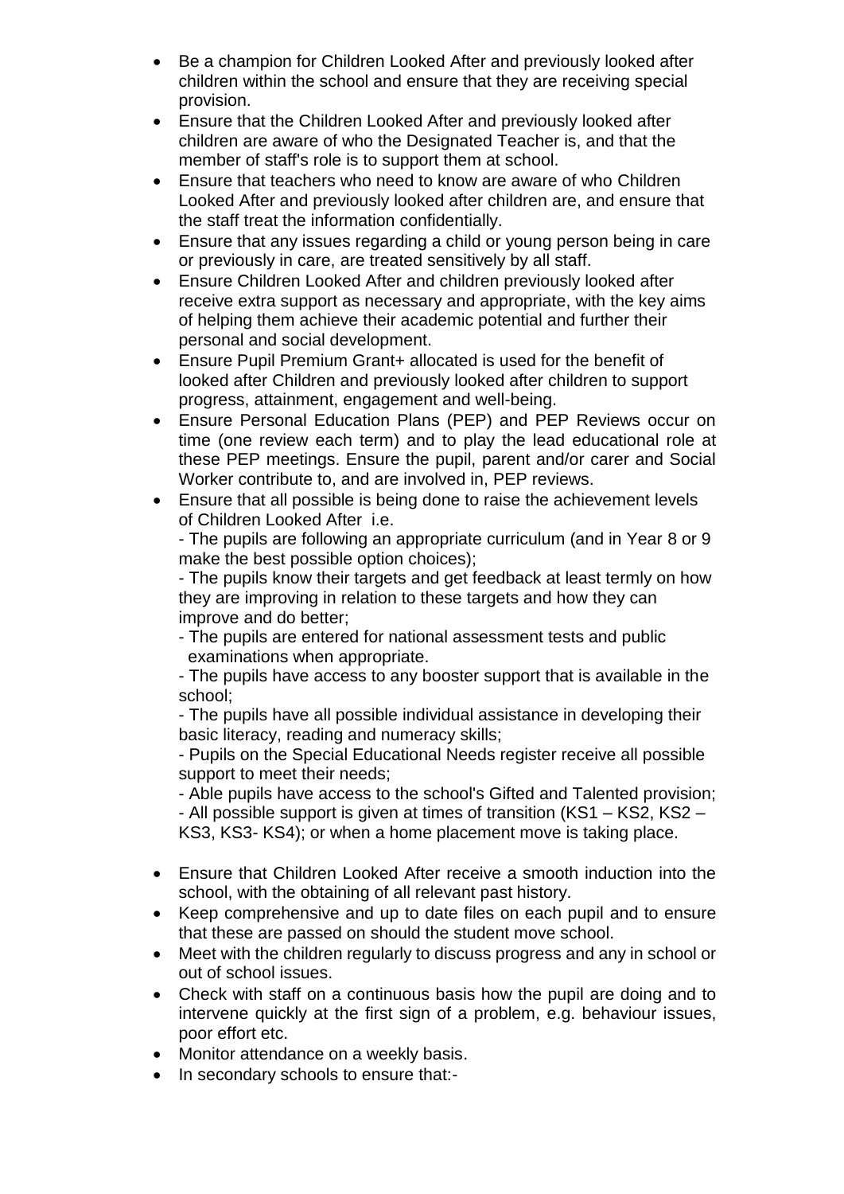- Be a champion for Children Looked After and previously looked after children within the school and ensure that they are receiving special provision.
- Ensure that the Children Looked After and previously looked after children are aware of who the Designated Teacher is, and that the member of staff's role is to support them at school.
- Ensure that teachers who need to know are aware of who Children Looked After and previously looked after children are, and ensure that the staff treat the information confidentially.
- Ensure that any issues regarding a child or young person being in care or previously in care, are treated sensitively by all staff.
- Ensure Children Looked After and children previously looked after receive extra support as necessary and appropriate, with the key aims of helping them achieve their academic potential and further their personal and social development.
- Ensure Pupil Premium Grant+ allocated is used for the benefit of looked after Children and previously looked after children to support progress, attainment, engagement and well-being.
- Ensure Personal Education Plans (PEP) and PEP Reviews occur on time (one review each term) and to play the lead educational role at these PEP meetings. Ensure the pupil, parent and/or carer and Social Worker contribute to, and are involved in, PEP reviews.
- Ensure that all possible is being done to raise the achievement levels of Children Looked After i.e.

  - The pupils are following an appropriate curriculum (and in Year 8 or 9 make the best possible option choices);

  - The pupils know their targets and get feedback at least termly on how they are improving in relation to these targets and how they can improve and do better;

  - The pupils are entered for national assessment tests and public examinations when appropriate.

  - The pupils have access to any booster support that is available in the school;

  - The pupils have all possible individual assistance in developing their basic literacy, reading and numeracy skills;

  - Pupils on the Special Educational Needs register receive all possible support to meet their needs;

  - Able pupils have access to the school's Gifted and Talented provision;

  - All possible support is given at times of transition (KS1 – KS2, KS2 – KS3, KS3- KS4); or when a home placement move is taking place.

- Ensure that Children Looked After receive a smooth induction into the school, with the obtaining of all relevant past history.
- Keep comprehensive and up to date files on each pupil and to ensure that these are passed on should the student move school.
- Meet with the children regularly to discuss progress and any in school or out of school issues.
- Check with staff on a continuous basis how the pupil are doing and to intervene quickly at the first sign of a problem, e.g. behaviour issues, poor effort etc.
- Monitor attendance on a weekly basis.
- In secondary schools to ensure that:-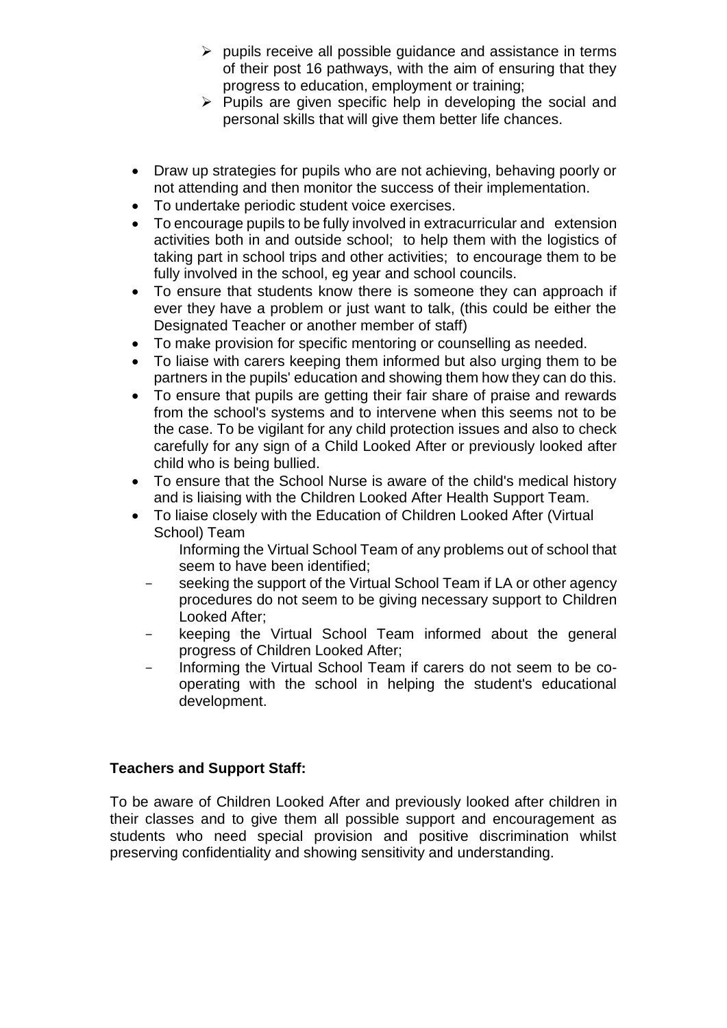- pupils receive all possible guidance and assistance in terms of their post 16 pathways, with the aim of ensuring that they progress to education, employment or training;
- Pupils are given specific help in developing the social and personal skills that will give them better life chances.

- Draw up strategies for pupils who are not achieving, behaving poorly or not attending and then monitor the success of their implementation.
- To undertake periodic student voice exercises.
- To encourage pupils to be fully involved in extracurricular and extension activities both in and outside school; to help them with the logistics of taking part in school trips and other activities; to encourage them to be fully involved in the school, eg year and school councils.
- To ensure that students know there is someone they can approach if ever they have a problem or just want to talk, (this could be either the Designated Teacher or another member of staff)
- To make provision for specific mentoring or counselling as needed.
- To liaise with carers keeping them informed but also urging them to be partners in the pupils' education and showing them how they can do this.
- To ensure that pupils are getting their fair share of praise and rewards from the school's systems and to intervene when this seems not to be the case. To be vigilant for any child protection issues and also to check carefully for any sign of a Child Looked After or previously looked after child who is being bullied.
- To ensure that the School Nurse is aware of the child's medical history and is liaising with the Children Looked After Health Support Team.
- To liaise closely with the Education of Children Looked After (Virtual School) Team
  - Informing the Virtual School Team of any problems out of school that seem to have been identified;
  - seeking the support of the Virtual School Team if LA or other agency procedures do not seem to be giving necessary support to Children Looked After;
  - keeping the Virtual School Team informed about the general progress of Children Looked After;
  - Informing the Virtual School Team if carers do not seem to be co-operating with the school in helping the student's educational development.

**Teachers and Support Staff:**

To be aware of Children Looked After and previously looked after children in their classes and to give them all possible support and encouragement as students who need special provision and positive discrimination whilst preserving confidentiality and showing sensitivity and understanding.